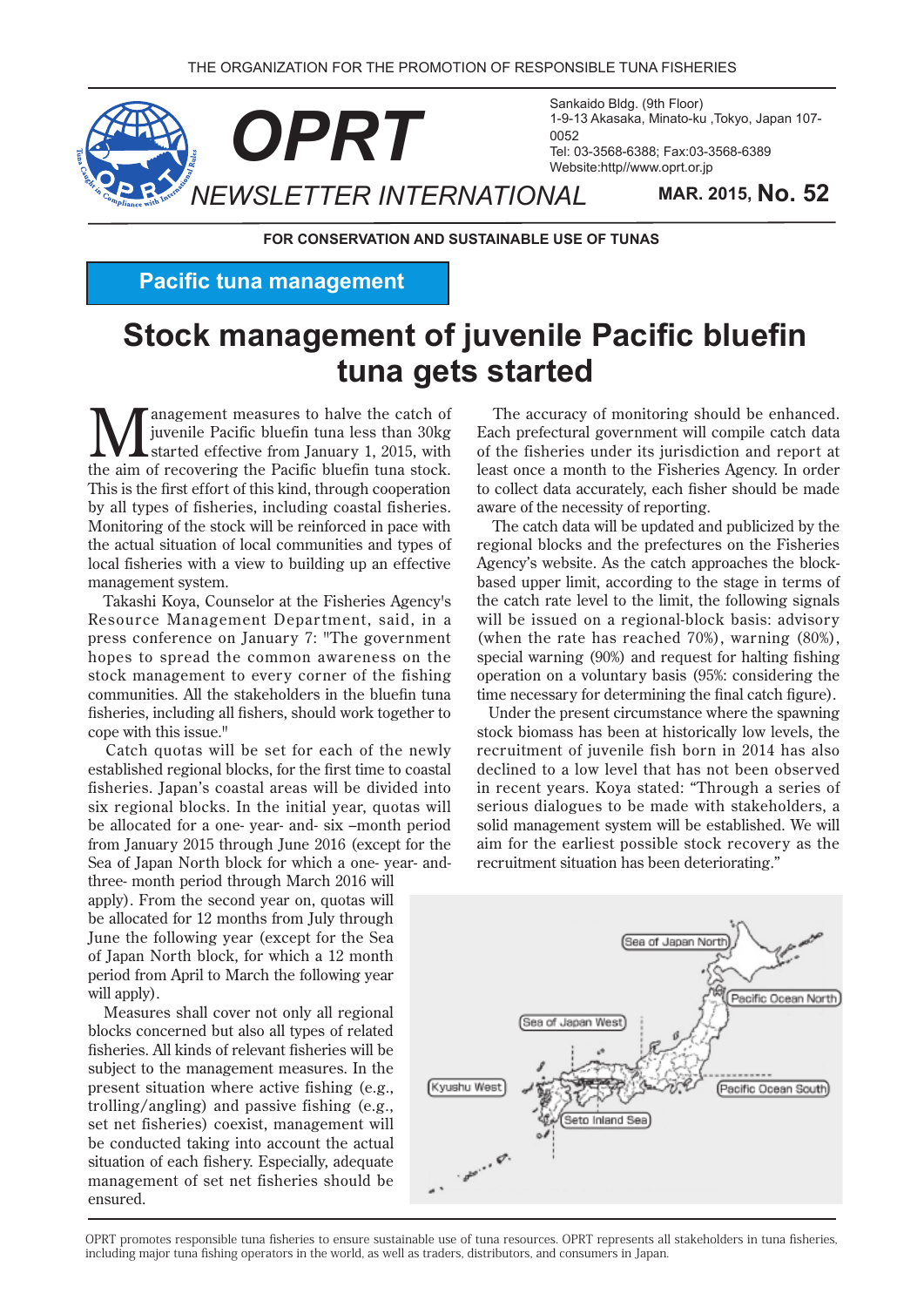THE ORGANIZATION FOR THE PROMOTION OF RESPONSIBLE TUNA FISHERIES

# OPRT

## NEWSLETTER INTERNATIONAL

Sankaido Bldg. (9th Floor)
1-9-13 Akasaka, Minato-ku ,Tokyo, Japan 107-0052
Tel: 03-3568-6388; Fax:03-3568-6389
Website:http//www.oprt.or.jp

**MAR. 2015, No. 52**

**FOR CONSERVATION AND SUSTAINABLE USE OF TUNAS**

**Pacific tuna management**

# Stock management of juvenile Pacific bluefin tuna gets started

Management measures to halve the catch of juvenile Pacific bluefin tuna less than 30kg started effective from January 1, 2015, with the aim of recovering the Pacific bluefin tuna stock. This is the first effort of this kind, through cooperation by all types of fisheries, including coastal fisheries. Monitoring of the stock will be reinforced in pace with the actual situation of local communities and types of local fisheries with a view to building up an effective management system.

Takashi Koya, Counselor at the Fisheries Agency's Resource Management Department, said, in a press conference on January 7: "The government hopes to spread the common awareness on the stock management to every corner of the fishing communities. All the stakeholders in the bluefin tuna fisheries, including all fishers, should work together to cope with this issue."

Catch quotas will be set for each of the newly established regional blocks, for the first time to coastal fisheries. Japan's coastal areas will be divided into six regional blocks. In the initial year, quotas will be allocated for a one- year- and- six –month period from January 2015 through June 2016 (except for the Sea of Japan North block for which a one- year- and-three- month period through March 2016 will apply). From the second year on, quotas will be allocated for 12 months from July through June the following year (except for the Sea of Japan North block, for which a 12 month period from April to March the following year will apply).

Measures shall cover not only all regional blocks concerned but also all types of related fisheries. All kinds of relevant fisheries will be subject to the management measures. In the present situation where active fishing (e.g., trolling/angling) and passive fishing (e.g., set net fisheries) coexist, management will be conducted taking into account the actual situation of each fishery. Especially, adequate management of set net fisheries should be ensured.

The accuracy of monitoring should be enhanced. Each prefectural government will compile catch data of the fisheries under its jurisdiction and report at least once a month to the Fisheries Agency. In order to collect data accurately, each fisher should be made aware of the necessity of reporting.

The catch data will be updated and publicized by the regional blocks and the prefectures on the Fisheries Agency's website. As the catch approaches the block-based upper limit, according to the stage in terms of the catch rate level to the limit, the following signals will be issued on a regional-block basis: advisory (when the rate has reached 70%), warning (80%), special warning (90%) and request for halting fishing operation on a voluntary basis (95%: considering the time necessary for determining the final catch figure).

Under the present circumstance where the spawning stock biomass has been at historically low levels, the recruitment of juvenile fish born in 2014 has also declined to a low level that has not been observed in recent years. Koya stated: "Through a series of serious dialogues to be made with stakeholders, a solid management system will be established. We will aim for the earliest possible stock recovery as the recruitment situation has been deteriorating."

Sea of Japan North | Pacific Ocean North | Sea of Japan West | Kyushu West | Pacific Ocean South | Seto Inland Sea

OPRT promotes responsible tuna fisheries to ensure sustainable use of tuna resources. OPRT represents all stakeholders in tuna fisheries, including major tuna fishing operators in the world, as well as traders, distributors, and consumers in Japan.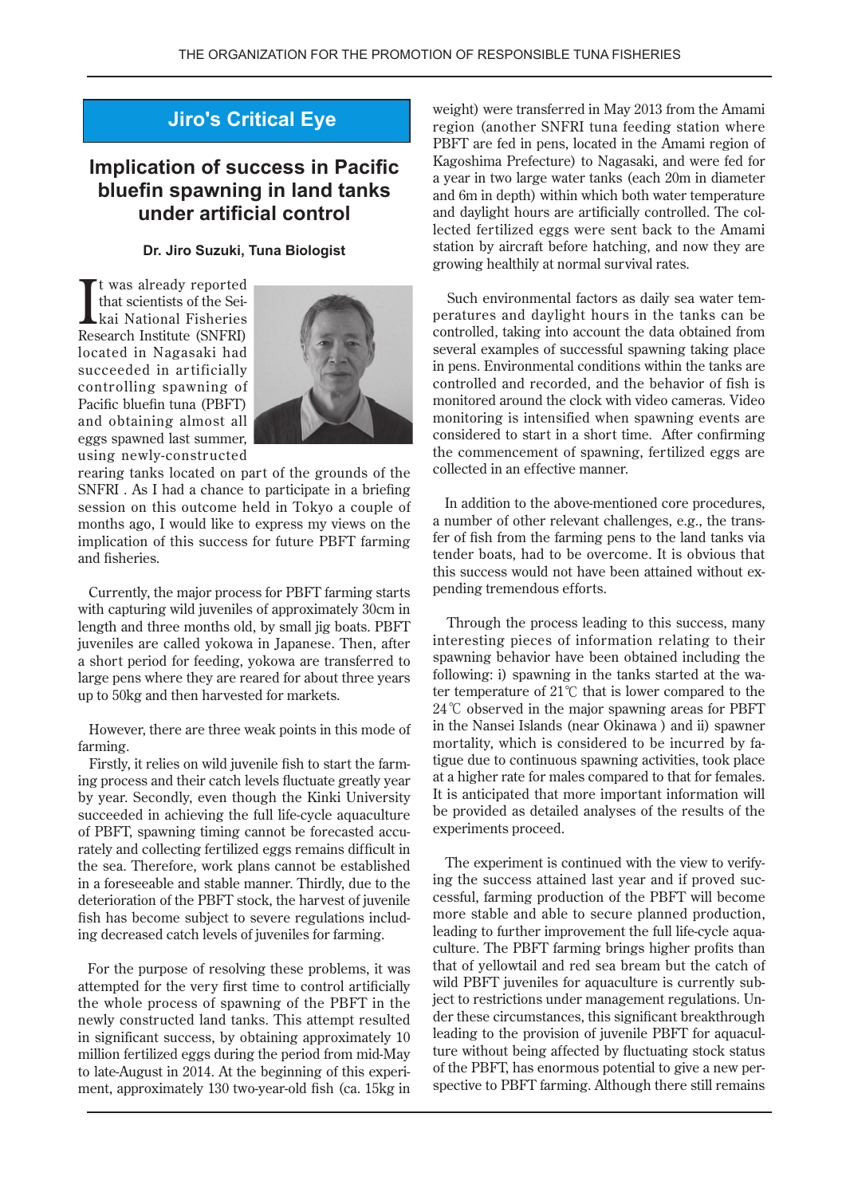## Jiro's Critical Eye

# Implication of success in Pacific bluefin spawning in land tanks under artificial control

**Dr. Jiro Suzuki, Tuna Biologist**

It was already reported that scientists of the Seikai National Fisheries Research Institute (SNFRI) located in Nagasaki had succeeded in artificially controlling spawning of Pacific bluefin tuna (PBFT) and obtaining almost all eggs spawned last summer, using newly-constructed rearing tanks located on part of the grounds of the SNFRI . As I had a chance to participate in a briefing session on this outcome held in Tokyo a couple of months ago, I would like to express my views on the implication of this success for future PBFT farming and fisheries.

Currently, the major process for PBFT farming starts with capturing wild juveniles of approximately 30cm in length and three months old, by small jig boats. PBFT juveniles are called yokowa in Japanese. Then, after a short period for feeding, yokowa are transferred to large pens where they are reared for about three years up to 50kg and then harvested for markets.

However, there are three weak points in this mode of farming.

Firstly, it relies on wild juvenile fish to start the farming process and their catch levels fluctuate greatly year by year. Secondly, even though the Kinki University succeeded in achieving the full life-cycle aquaculture of PBFT, spawning timing cannot be forecasted accurately and collecting fertilized eggs remains difficult in the sea. Therefore, work plans cannot be established in a foreseeable and stable manner. Thirdly, due to the deterioration of the PBFT stock, the harvest of juvenile fish has become subject to severe regulations including decreased catch levels of juveniles for farming.

For the purpose of resolving these problems, it was attempted for the very first time to control artificially the whole process of spawning of the PBFT in the newly constructed land tanks. This attempt resulted in significant success, by obtaining approximately 10 million fertilized eggs during the period from mid-May to late-August in 2014. At the beginning of this experiment, approximately 130 two-year-old fish (ca. 15kg in weight) were transferred in May 2013 from the Amami region (another SNFRI tuna feeding station where PBFT are fed in pens, located in the Amami region of Kagoshima Prefecture) to Nagasaki, and were fed for a year in two large water tanks (each 20m in diameter and 6m in depth) within which both water temperature and daylight hours are artificially controlled. The collected fertilized eggs were sent back to the Amami station by aircraft before hatching, and now they are growing healthily at normal survival rates.

Such environmental factors as daily sea water temperatures and daylight hours in the tanks can be controlled, taking into account the data obtained from several examples of successful spawning taking place in pens. Environmental conditions within the tanks are controlled and recorded, and the behavior of fish is monitored around the clock with video cameras. Video monitoring is intensified when spawning events are considered to start in a short time. After confirming the commencement of spawning, fertilized eggs are collected in an effective manner.

In addition to the above-mentioned core procedures, a number of other relevant challenges, e.g., the transfer of fish from the farming pens to the land tanks via tender boats, had to be overcome. It is obvious that this success would not have been attained without expending tremendous efforts.

Through the process leading to this success, many interesting pieces of information relating to their spawning behavior have been obtained including the following: i) spawning in the tanks started at the water temperature of 21℃ that is lower compared to the 24℃ observed in the major spawning areas for PBFT in the Nansei Islands (near Okinawa ) and ii) spawner mortality, which is considered to be incurred by fatigue due to continuous spawning activities, took place at a higher rate for males compared to that for females. It is anticipated that more important information will be provided as detailed analyses of the results of the experiments proceed.

The experiment is continued with the view to verifying the success attained last year and if proved successful, farming production of the PBFT will become more stable and able to secure planned production, leading to further improvement the full life-cycle aquaculture. The PBFT farming brings higher profits than that of yellowtail and red sea bream but the catch of wild PBFT juveniles for aquaculture is currently subject to restrictions under management regulations. Under these circumstances, this significant breakthrough leading to the provision of juvenile PBFT for aquaculture without being affected by fluctuating stock status of the PBFT, has enormous potential to give a new perspective to PBFT farming. Although there still remains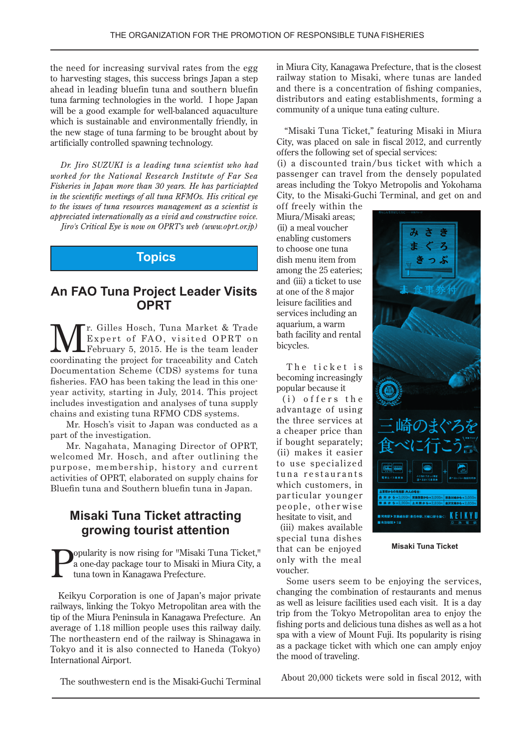the need for increasing survival rates from the egg to harvesting stages, this success brings Japan a step ahead in leading bluefin tuna and southern bluefin tuna farming technologies in the world. I hope Japan will be a good example for well-balanced aquaculture which is sustainable and environmentally friendly, in the new stage of tuna farming to be brought about by artificially controlled spawning technology.

*Dr. Jiro SUZUKI is a leading tuna scientist who had worked for the National Research Institute of Far Sea Fisheries in Japan more than 30 years. He has particiapted in the scientific meetings of all tuna RFMOs. His critical eye to the issues of tuna resources management as a scientist is appreciated internationally as a vivid and constructive voice. Jiro's Critical Eye is now on OPRT's web (www.oprt.or.jp)*

# Topics

## An FAO Tuna Project Leader Visits OPRT

Mr. Gilles Hosch, Tuna Market & Trade Expert of FAO, visited OPRT on February 5, 2015. He is the team leader coordinating the project for traceability and Catch Documentation Scheme (CDS) systems for tuna fisheries. FAO has been taking the lead in this one-year activity, starting in July, 2014. This project includes investigation and analyses of tuna supply chains and existing tuna RFMO CDS systems.

Mr. Hosch's visit to Japan was conducted as a part of the investigation.

Mr. Nagahata, Managing Director of OPRT, welcomed Mr. Hosch, and after outlining the purpose, membership, history and current activities of OPRT, elaborated on supply chains for Bluefin tuna and Southern bluefin tuna in Japan.

## Misaki Tuna Ticket attracting growing tourist attention

Popularity is now rising for "Misaki Tuna Ticket," a one-day package tour to Misaki in Miura City, a tuna town in Kanagawa Prefecture.

Keikyu Corporation is one of Japan's major private railways, linking the Tokyo Metropolitan area with the tip of the Miura Peninsula in Kanagawa Prefecture. An average of 1.18 million people uses this railway daily. The northeastern end of the railway is Shinagawa in Tokyo and it is also connected to Haneda (Tokyo) International Airport.

The southwestern end is the Misaki-Guchi Terminal in Miura City, Kanagawa Prefecture, that is the closest railway station to Misaki, where tunas are landed and there is a concentration of fishing companies, distributors and eating establishments, forming a community of a unique tuna eating culture.

"Misaki Tuna Ticket," featuring Misaki in Miura City, was placed on sale in fiscal 2012, and currently offers the following set of special services:
(i) a discounted train/bus ticket with which a passenger can travel from the densely populated areas including the Tokyo Metropolis and Yokohama City, to the Misaki-Guchi Terminal, and get on and off freely within the Miura/Misaki areas;
(ii) a meal voucher enabling customers to choose one tuna dish menu item from among the 25 eateries;
and (iii) a ticket to use at one of the 8 major leisure facilities and services including an aquarium, a warm bath facility and rental bicycles.

The ticket is becoming increasingly popular because it (i) offers the advantage of using the three services at a cheaper price than if bought separately; (ii) makes it easier to use specialized tuna restaurants which customers, in particular younger people, otherwise hesitate to visit, and (iii) makes available special tuna dishes that can be enjoyed only with the meal voucher.

Misaki Tuna Ticket

Some users seem to be enjoying the services, changing the combination of restaurants and menus as well as leisure facilities used each visit. It is a day trip from the Tokyo Metropolitan area to enjoy the fishing ports and delicious tuna dishes as well as a hot spa with a view of Mount Fuji. Its popularity is rising as a package ticket with which one can amply enjoy the mood of traveling.

About 20,000 tickets were sold in fiscal 2012, with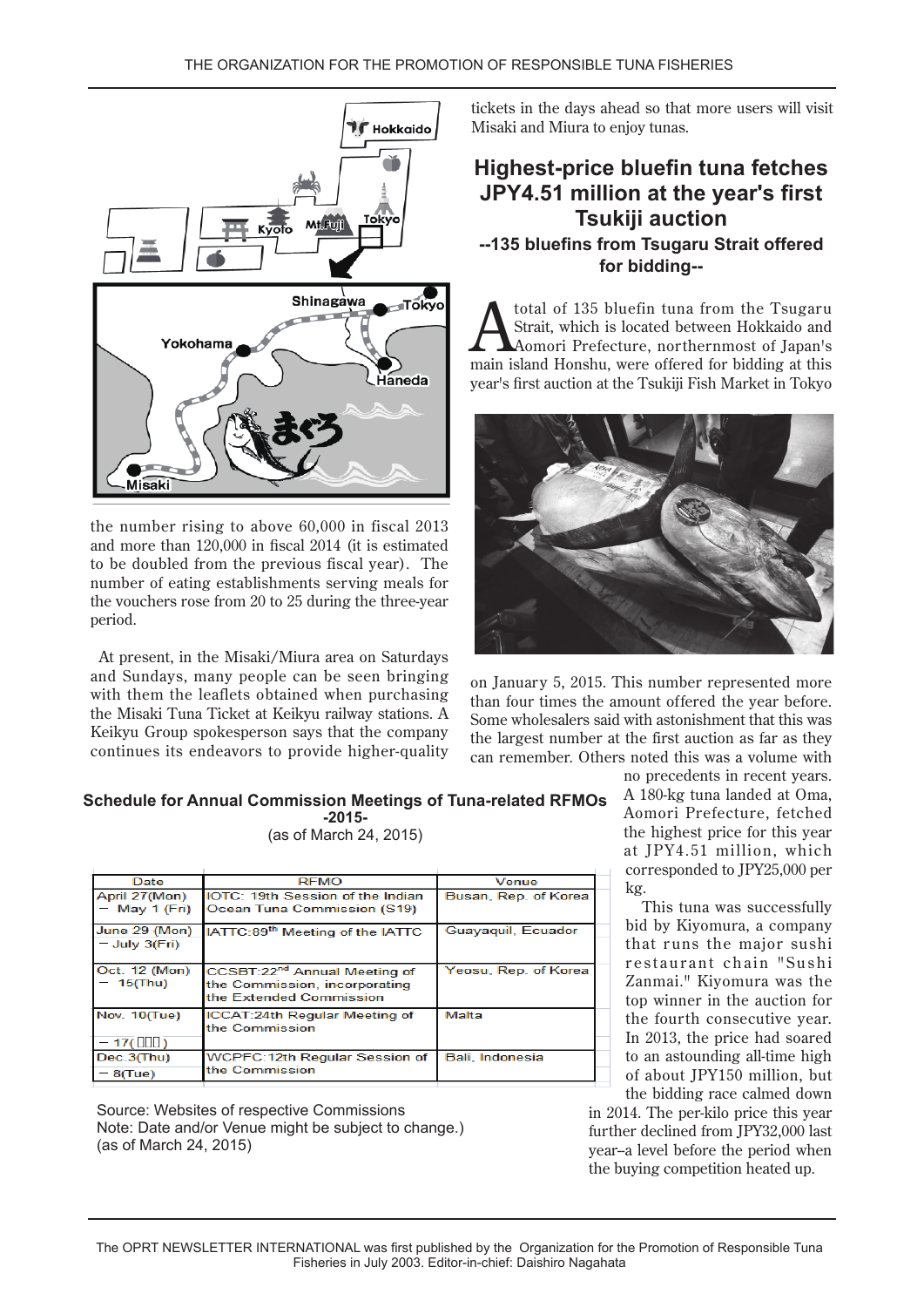the number rising to above 60,000 in fiscal 2013 and more than 120,000 in fiscal 2014 (it is estimated to be doubled from the previous fiscal year). The number of eating establishments serving meals for the vouchers rose from 20 to 25 during the three-year period.

At present, in the Misaki/Miura area on Saturdays and Sundays, many people can be seen bringing with them the leaflets obtained when purchasing the Misaki Tuna Ticket at Keikyu railway stations. A Keikyu Group spokesperson says that the company continues its endeavors to provide higher-quality tickets in the days ahead so that more users will visit Misaki and Miura to enjoy tunas.

**Schedule for Annual Commission Meetings of Tuna-related RFMOs -2015-**

(as of March 24, 2015)

| Date | RFMO | Venue |
|---|---|---|
| April 27(Mon) – May 1 (Fri) | IOTC: 19th Session of the Indian Ocean Tuna Commission (S19) | Busan, Rep. of Korea |
| June 29 (Mon) – July 3(Fri) | IATTC:89th Meeting of the IATTC | Guayaquil, Ecuador |
| Oct. 12 (Mon) – 15(Thu) | CCSBT:22nd Annual Meeting of the Commission, incorporating the Extended Commission | Yeosu, Rep. of Korea |
| Nov. 10(Tue) – 17(□□□) | ICCAT:24th Regular Meeting of the Commission | Malta |
| Dec.3(Thu) – 8(Tue) | WCPFC:12th Regular Session of the Commission | Bali, Indonesia |

Source: Websites of respective Commissions
Note: Date and/or Venue might be subject to change.)
(as of March 24, 2015)

## Highest-price bluefin tuna fetches JPY4.51 million at the year's first Tsukiji auction

### --135 bluefins from Tsugaru Strait offered for bidding--

A total of 135 bluefin tuna from the Tsugaru Strait, which is located between Hokkaido and Aomori Prefecture, northernmost of Japan's main island Honshu, were offered for bidding at this year's first auction at the Tsukiji Fish Market in Tokyo on January 5, 2015. This number represented more than four times the amount offered the year before. Some wholesalers said with astonishment that this was the largest number at the first auction as far as they can remember. Others noted this was a volume with no precedents in recent years. A 180-kg tuna landed at Oma, Aomori Prefecture, fetched the highest price for this year at JPY4.51 million, which corresponded to JPY25,000 per kg.

This tuna was successfully bid by Kiyomura, a company that runs the major sushi restaurant chain "Sushi Zanmai." Kiyomura was the top winner in the auction for the fourth consecutive year. In 2013, the price had soared to an astounding all-time high of about JPY150 million, but the bidding race calmed down in 2014. The per-kilo price this year further declined from JPY32,000 last year–a level before the period when the buying competition heated up.

The OPRT NEWSLETTER INTERNATIONAL was first published by the Organization for the Promotion of Responsible Tuna Fisheries in July 2003. Editor-in-chief: Daishiro Nagahata